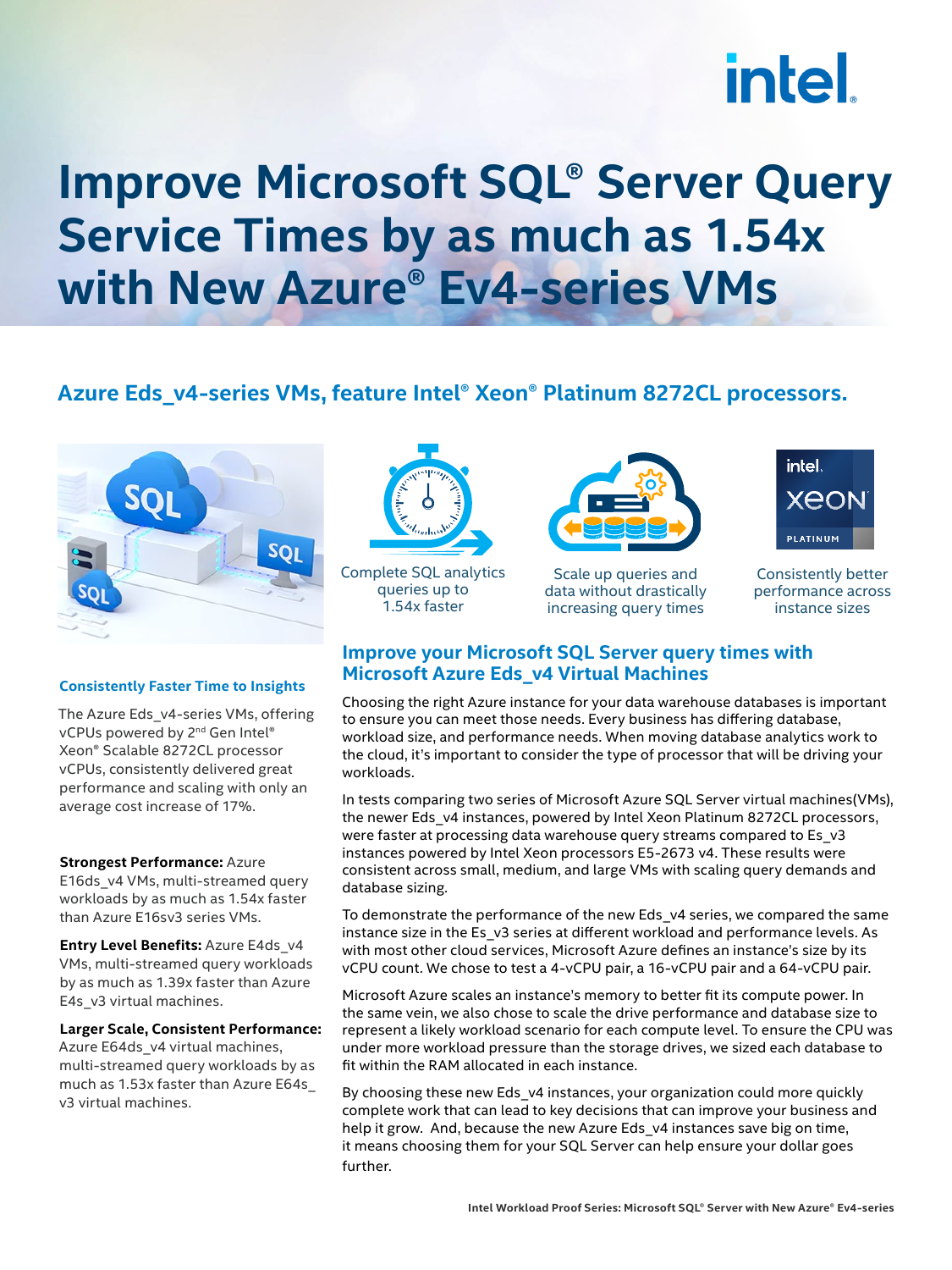# Improve Microsoft SQL® Server Query Service Times by as much as 1.54x with New Azure® Ev4-series VMs

## Azure Eds_v4-series VMs, feature Intel® Xeon® Platinum 8272CL processors.

Complete SQL analytics queries up to 1.54x faster

Scale up queries and data without drastically increasing query times

Consistently better performance across instance sizes

### Consistently Faster Time to Insights

The Azure Eds_v4-series VMs, offering vCPUs powered by 2nd Gen Intel® Xeon® Scalable 8272CL processor vCPUs, consistently delivered great performance and scaling with only an average cost increase of 17%.

**Strongest Performance:** Azure E16ds_v4 VMs, multi-streamed query workloads by as much as 1.54x faster than Azure E16sv3 series VMs.

**Entry Level Benefits:** Azure E4ds_v4 VMs, multi-streamed query workloads by as much as 1.39x faster than Azure E4s_v3 virtual machines.

**Larger Scale, Consistent Performance:** Azure E64ds_v4 virtual machines, multi-streamed query workloads by as much as 1.53x faster than Azure E64s_v3 virtual machines.

### Improve your Microsoft SQL Server query times with Microsoft Azure Eds_v4 Virtual Machines

Choosing the right Azure instance for your data warehouse databases is important to ensure you can meet those needs. Every business has differing database, workload size, and performance needs. When moving database analytics work to the cloud, it's important to consider the type of processor that will be driving your workloads.

In tests comparing two series of Microsoft Azure SQL Server virtual machines(VMs), the newer Eds_v4 instances, powered by Intel Xeon Platinum 8272CL processors, were faster at processing data warehouse query streams compared to Es_v3 instances powered by Intel Xeon processors E5-2673 v4. These results were consistent across small, medium, and large VMs with scaling query demands and database sizing.

To demonstrate the performance of the new Eds_v4 series, we compared the same instance size in the Es_v3 series at different workload and performance levels. As with most other cloud services, Microsoft Azure defines an instance's size by its vCPU count. We chose to test a 4-vCPU pair, a 16-vCPU pair and a 64-vCPU pair.

Microsoft Azure scales an instance's memory to better fit its compute power. In the same vein, we also chose to scale the drive performance and database size to represent a likely workload scenario for each compute level. To ensure the CPU was under more workload pressure than the storage drives, we sized each database to fit within the RAM allocated in each instance.

By choosing these new Eds_v4 instances, your organization could more quickly complete work that can lead to key decisions that can improve your business and help it grow. And, because the new Azure Eds_v4 instances save big on time, it means choosing them for your SQL Server can help ensure your dollar goes further.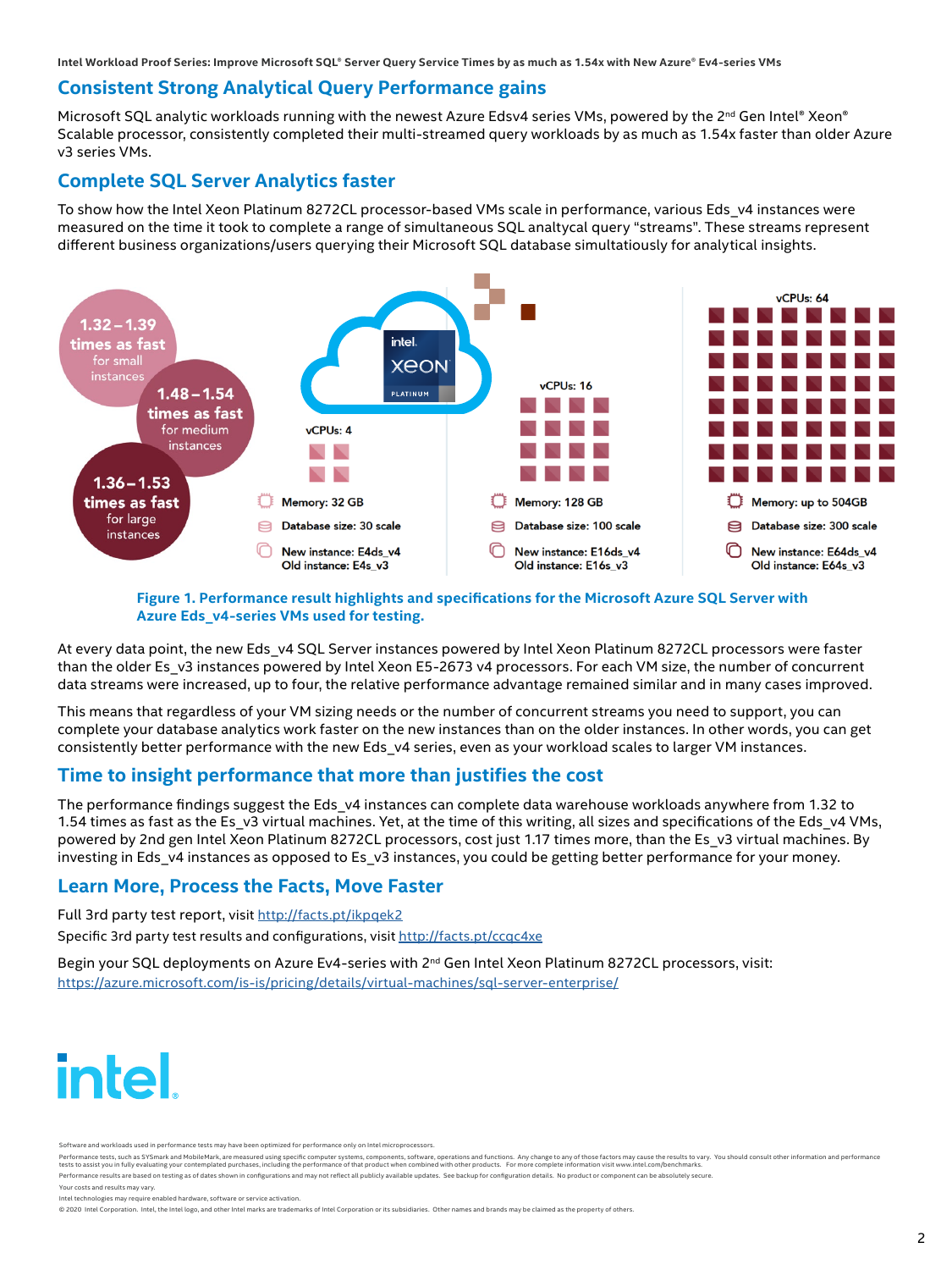## Consistent Strong Analytical Query Performance gains

Microsoft SQL analytic workloads running with the newest Azure Edsv4 series VMs, powered by the 2nd Gen Intel® Xeon® Scalable processor, consistently completed their multi-streamed query workloads by as much as 1.54x faster than older Azure v3 series VMs.

## Complete SQL Server Analytics faster

To show how the Intel Xeon Platinum 8272CL processor-based VMs scale in performance, various Eds_v4 instances were measured on the time it took to complete a range of simultaneous SQL analtycal query "streams". These streams represent different business organizations/users querying their Microsoft SQL database simultatiously for analytical insights.

1.32 – 1.39 times as fast for small instances

1.48 – 1.54 times as fast for medium instances

1.36 – 1.53 times as fast for large instances

intel. XEON PLATINUM

vCPUs: 4

Memory: 32 GB

Database size: 30 scale

New instance: E4ds_v4
Old instance: E4s_v3

vCPUs: 16

Memory: 128 GB

Database size: 100 scale

New instance: E16ds_v4
Old instance: E16s_v3

vCPUs: 64

Memory: up to 504GB

Database size: 300 scale

New instance: E64ds_v4
Old instance: E64s_v3

**Figure 1. Performance result highlights and specifications for the Microsoft Azure SQL Server with Azure Eds_v4-series VMs used for testing.**

At every data point, the new Eds_v4 SQL Server instances powered by Intel Xeon Platinum 8272CL processors were faster than the older Es_v3 instances powered by Intel Xeon E5-2673 v4 processors. For each VM size, the number of concurrent data streams were increased, up to four, the relative performance advantage remained similar and in many cases improved.

This means that regardless of your VM sizing needs or the number of concurrent streams you need to support, you can complete your database analytics work faster on the new instances than on the older instances. In other words, you can get consistently better performance with the new Eds_v4 series, even as your workload scales to larger VM instances.

## Time to insight performance that more than justifies the cost

The performance findings suggest the Eds_v4 instances can complete data warehouse workloads anywhere from 1.32 to 1.54 times as fast as the Es_v3 virtual machines. Yet, at the time of this writing, all sizes and specifications of the Eds_v4 VMs, powered by 2nd gen Intel Xeon Platinum 8272CL processors, cost just 1.17 times more, than the Es_v3 virtual machines. By investing in Eds_v4 instances as opposed to Es_v3 instances, you could be getting better performance for your money.

## Learn More, Process the Facts, Move Faster

Full 3rd party test report, visit http://facts.pt/ikpqek2

Specific 3rd party test results and configurations, visit http://facts.pt/ccqc4xe

Begin your SQL deployments on Azure Ev4-series with 2nd Gen Intel Xeon Platinum 8272CL processors, visit:
https://azure.microsoft.com/is-is/pricing/details/virtual-machines/sql-server-enterprise/

intel.

Software and workloads used in performance tests may have been optimized for performance only on Intel microprocessors.

Performance tests, such as SYSmark and MobileMark, are measured using specific computer systems, components, software, operations and functions. Any change to any of those factors may cause the results to vary. You should consult other information and performance tests to assist you in fully evaluating your contemplated purchases, including the performance of that product when combined with other products. For more complete information visit www.intel.com/benchmarks.

Performance results are based on testing as of dates shown in configurations and may not reflect all publicly available updates. See backup for configuration details. No product or component can be absolutely secure.

Your costs and results may vary.

Intel technologies may require enabled hardware, software or service activation.

© 2020 Intel Corporation. Intel, the Intel logo, and other Intel marks are trademarks of Intel Corporation or its subsidiaries. Other names and brands may be claimed as the property of others.